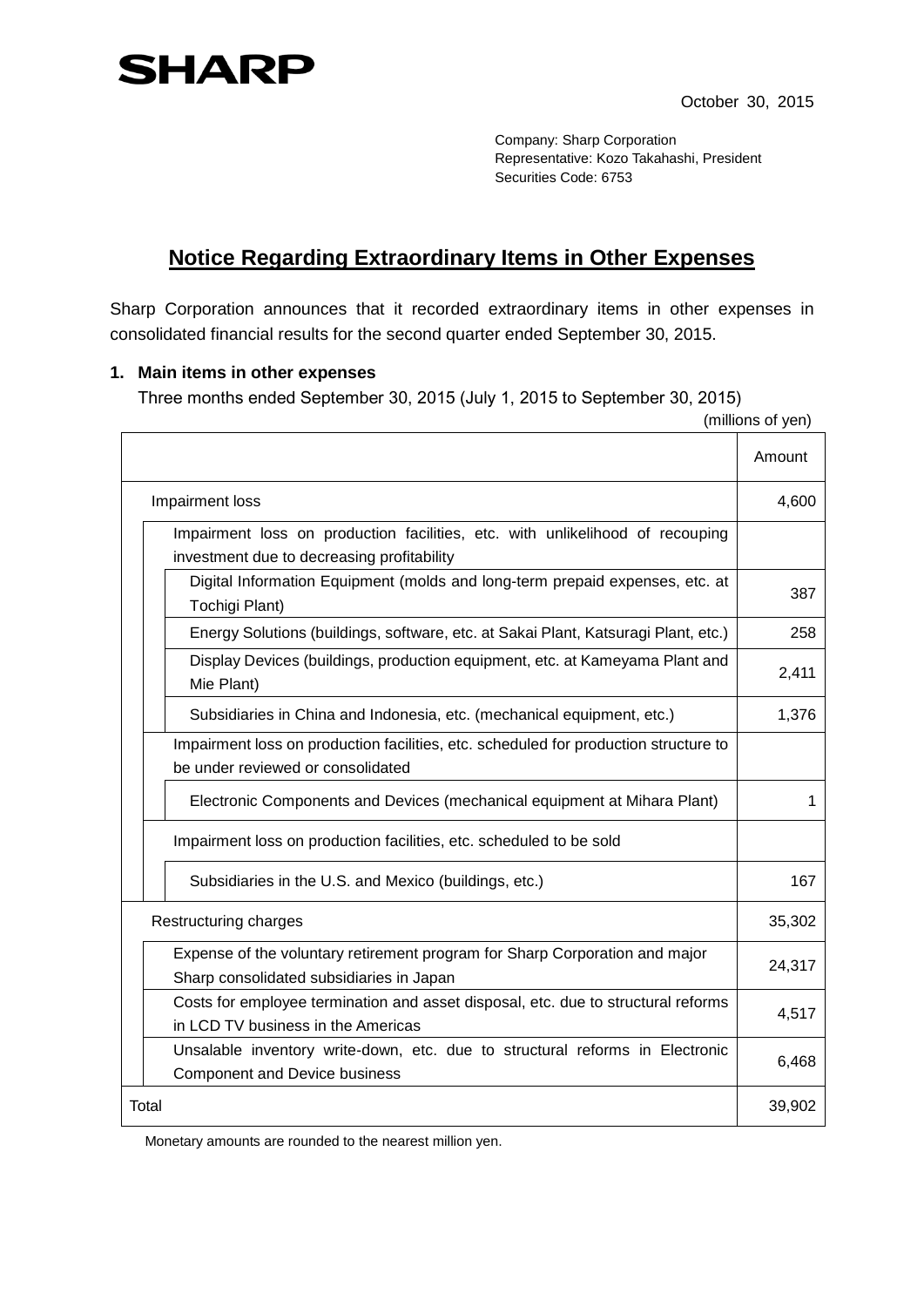**SHARP**

October 30, 2015

Company: Sharp Corporation
Representative: Kozo Takahashi, President
Securities Code: 6753

# Notice Regarding Extraordinary Items in Other Expenses

Sharp Corporation announces that it recorded extraordinary items in other expenses in consolidated financial results for the second quarter ended September 30, 2015.

**1. Main items in other expenses**

Three months ended September 30, 2015 (July 1, 2015 to September 30, 2015)

(millions of yen)

| | Amount |
|---|---|
| Impairment loss | 4,600 |
| Impairment loss on production facilities, etc. with unlikelihood of recouping investment due to decreasing profitability | |
| Digital Information Equipment (molds and long-term prepaid expenses, etc. at Tochigi Plant) | 387 |
| Energy Solutions (buildings, software, etc. at Sakai Plant, Katsuragi Plant, etc.) | 258 |
| Display Devices (buildings, production equipment, etc. at Kameyama Plant and Mie Plant) | 2,411 |
| Subsidiaries in China and Indonesia, etc. (mechanical equipment, etc.) | 1,376 |
| Impairment loss on production facilities, etc. scheduled for production structure to be under reviewed or consolidated | |
| Electronic Components and Devices (mechanical equipment at Mihara Plant) | 1 |
| Impairment loss on production facilities, etc. scheduled to be sold | |
| Subsidiaries in the U.S. and Mexico (buildings, etc.) | 167 |
| Restructuring charges | 35,302 |
| Expense of the voluntary retirement program for Sharp Corporation and major Sharp consolidated subsidiaries in Japan | 24,317 |
| Costs for employee termination and asset disposal, etc. due to structural reforms in LCD TV business in the Americas | 4,517 |
| Unsalable inventory write-down, etc. due to structural reforms in Electronic Component and Device business | 6,468 |
| Total | 39,902 |

Monetary amounts are rounded to the nearest million yen.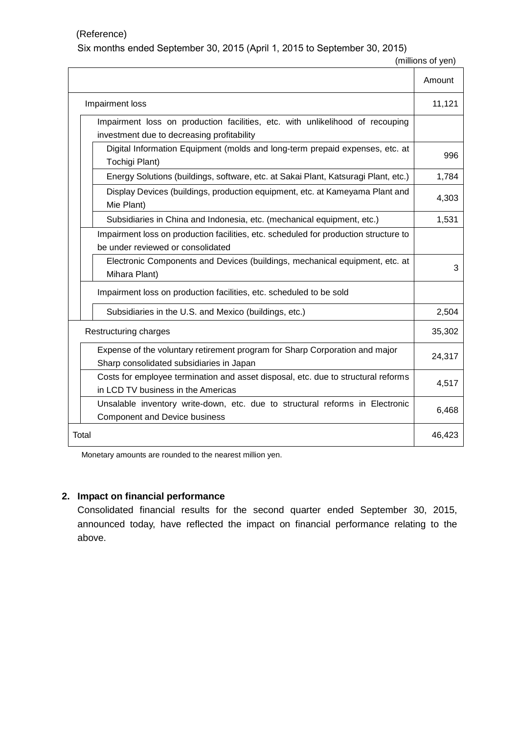(Reference)

Six months ended September 30, 2015 (April 1, 2015 to September 30, 2015)

(millions of yen)

| | Amount |
|---|---|
| Impairment loss | 11,121 |
| Impairment loss on production facilities, etc. with unlikelihood of recouping investment due to decreasing profitability | |
| Digital Information Equipment (molds and long-term prepaid expenses, etc. at Tochigi Plant) | 996 |
| Energy Solutions (buildings, software, etc. at Sakai Plant, Katsuragi Plant, etc.) | 1,784 |
| Display Devices (buildings, production equipment, etc. at Kameyama Plant and Mie Plant) | 4,303 |
| Subsidiaries in China and Indonesia, etc. (mechanical equipment, etc.) | 1,531 |
| Impairment loss on production facilities, etc. scheduled for production structure to be under reviewed or consolidated | |
| Electronic Components and Devices (buildings, mechanical equipment, etc. at Mihara Plant) | 3 |
| Impairment loss on production facilities, etc. scheduled to be sold | |
| Subsidiaries in the U.S. and Mexico (buildings, etc.) | 2,504 |
| Restructuring charges | 35,302 |
| Expense of the voluntary retirement program for Sharp Corporation and major Sharp consolidated subsidiaries in Japan | 24,317 |
| Costs for employee termination and asset disposal, etc. due to structural reforms in LCD TV business in the Americas | 4,517 |
| Unsalable inventory write-down, etc. due to structural reforms in Electronic Component and Device business | 6,468 |
| Total | 46,423 |

Monetary amounts are rounded to the nearest million yen.

**2. Impact on financial performance**

Consolidated financial results for the second quarter ended September 30, 2015, announced today, have reflected the impact on financial performance relating to the above.